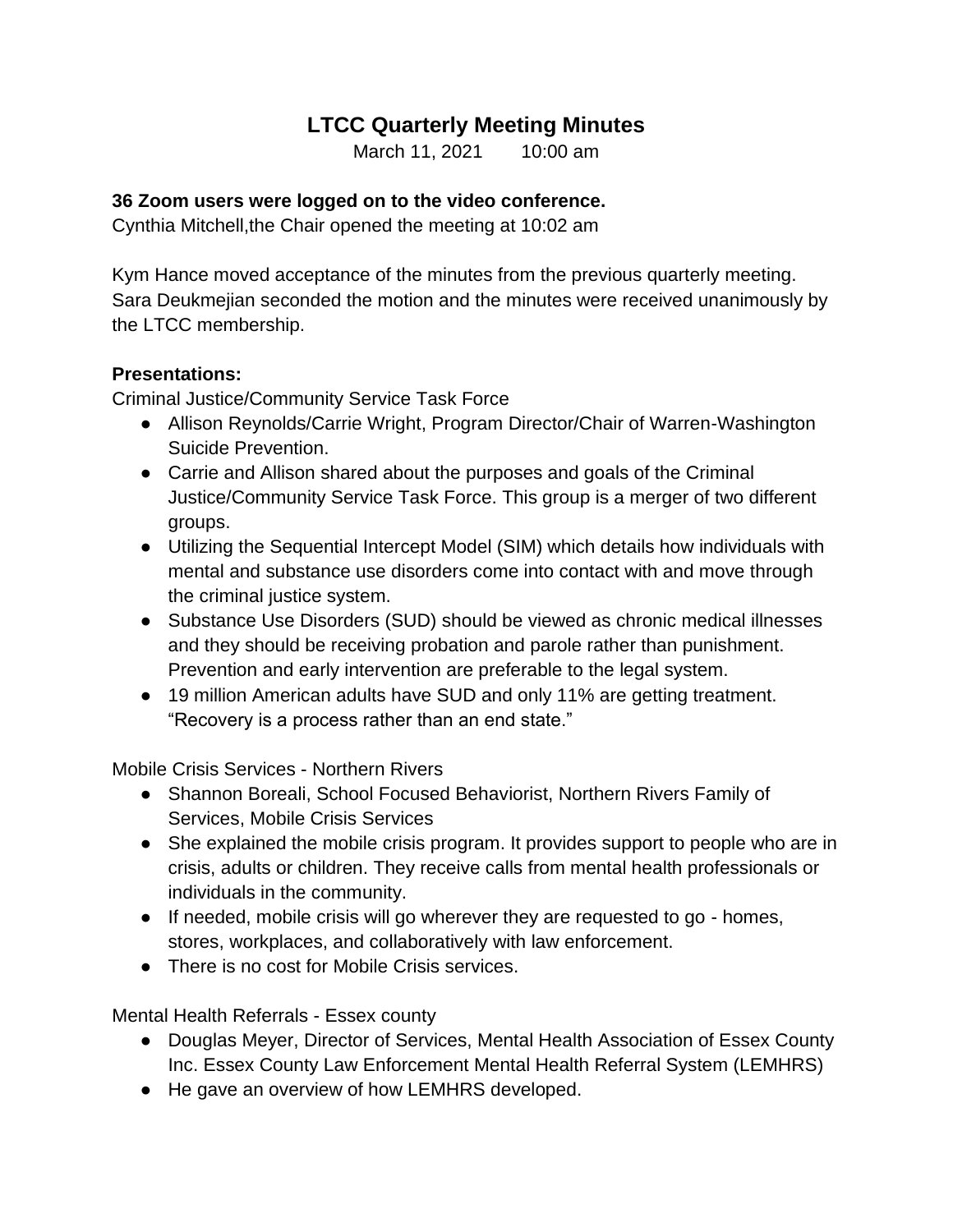# LTCC Quarterly Meeting Minutes

March 11, 2021 10:00 am

**36 Zoom users were logged on to the video conference.**
Cynthia Mitchell,the Chair opened the meeting at 10:02 am

Kym Hance moved acceptance of the minutes from the previous quarterly meeting. Sara Deukmejian seconded the motion and the minutes were received unanimously by the LTCC membership.

**Presentations:**

Criminal Justice/Community Service Task Force

- Allison Reynolds/Carrie Wright, Program Director/Chair of Warren-Washington Suicide Prevention.
- Carrie and Allison shared about the purposes and goals of the Criminal Justice/Community Service Task Force. This group is a merger of two different groups.
- Utilizing the Sequential Intercept Model (SIM) which details how individuals with mental and substance use disorders come into contact with and move through the criminal justice system.
- Substance Use Disorders (SUD) should be viewed as chronic medical illnesses and they should be receiving probation and parole rather than punishment. Prevention and early intervention are preferable to the legal system.
- 19 million American adults have SUD and only 11% are getting treatment. "Recovery is a process rather than an end state."

Mobile Crisis Services - Northern Rivers

- Shannon Boreali, School Focused Behaviorist, Northern Rivers Family of Services, Mobile Crisis Services
- She explained the mobile crisis program. It provides support to people who are in crisis, adults or children. They receive calls from mental health professionals or individuals in the community.
- If needed, mobile crisis will go wherever they are requested to go - homes, stores, workplaces, and collaboratively with law enforcement.
- There is no cost for Mobile Crisis services.

Mental Health Referrals - Essex county

- Douglas Meyer, Director of Services, Mental Health Association of Essex County Inc. Essex County Law Enforcement Mental Health Referral System (LEMHRS)
- He gave an overview of how LEMHRS developed.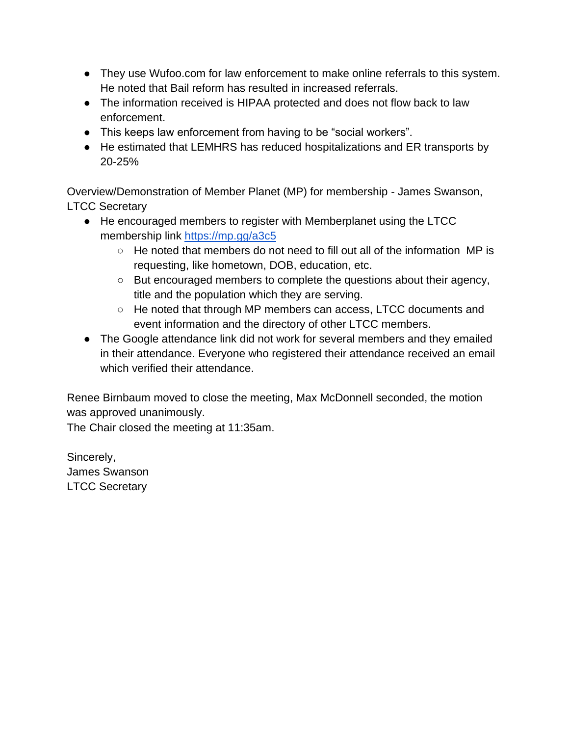- They use Wufoo.com for law enforcement to make online referrals to this system. He noted that Bail reform has resulted in increased referrals.
- The information received is HIPAA protected and does not flow back to law enforcement.
- This keeps law enforcement from having to be "social workers".
- He estimated that LEMHRS has reduced hospitalizations and ER transports by 20-25%

Overview/Demonstration of Member Planet (MP) for membership - James Swanson, LTCC Secretary

- He encouraged members to register with Memberplanet using the LTCC membership link [https://mp.gg/a3c5](https://mp.gg/a3c5)
    - He noted that members do not need to fill out all of the information  MP is requesting, like hometown, DOB, education, etc.
    - But encouraged members to complete the questions about their agency, title and the population which they are serving.
    - He noted that through MP members can access, LTCC documents and event information and the directory of other LTCC members.
- The Google attendance link did not work for several members and they emailed in their attendance. Everyone who registered their attendance received an email which verified their attendance.

Renee Birnbaum moved to close the meeting, Max McDonnell seconded, the motion was approved unanimously.
The Chair closed the meeting at 11:35am.

Sincerely,
James Swanson
LTCC Secretary